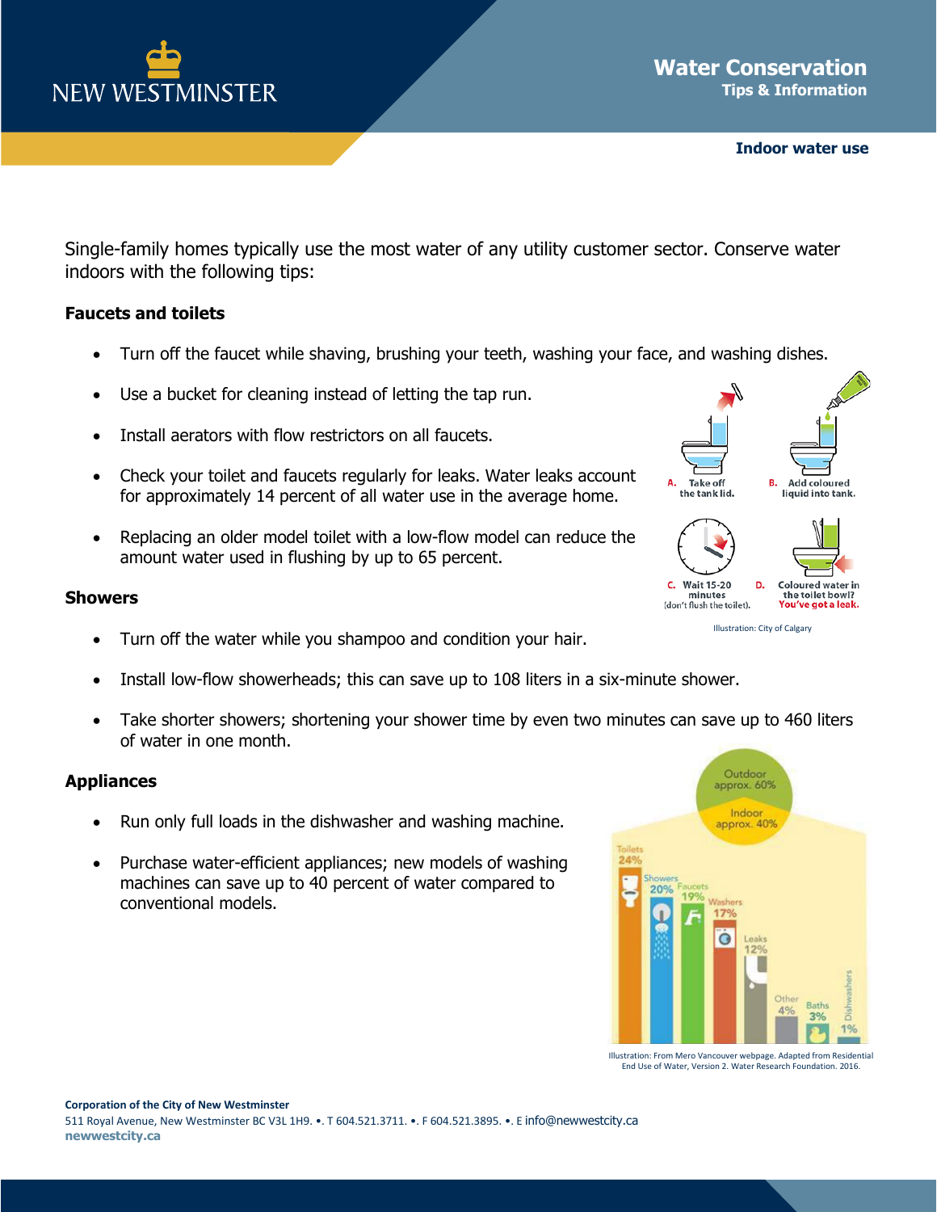NEW WESTMINSTER

# Water Conservation

## Tips & Information

**Indoor water use**

Single-family homes typically use the most water of any utility customer sector. Conserve water indoors with the following tips:

### Faucets and toilets

- Turn off the faucet while shaving, brushing your teeth, washing your face, and washing dishes.
- Use a bucket for cleaning instead of letting the tap run.
- Install aerators with flow restrictors on all faucets.
- Check your toilet and faucets regularly for leaks. Water leaks account for approximately 14 percent of all water use in the average home.
- Replacing an older model toilet with a low-flow model can reduce the amount water used in flushing by up to 65 percent.

A. Take off the tank lid.
B. Add coloured liquid into tank.
C. Wait 15-20 minutes (don't flush the toilet).
D. Coloured water in the toilet bowl? You've got a leak.

Illustration: City of Calgary

### Showers

- Turn off the water while you shampoo and condition your hair.
- Install low-flow showerheads; this can save up to 108 liters in a six-minute shower.
- Take shorter showers; shortening your shower time by even two minutes can save up to 460 liters of water in one month.

### Appliances

- Run only full loads in the dishwasher and washing machine.
- Purchase water-efficient appliances; new models of washing machines can save up to 40 percent of water compared to conventional models.

Outdoor approx. 60%
Indoor approx. 40%

Toilets 24%, Showers 20%, Faucets 19%, Washers 17%, Leaks 12%, Other 4%, Baths 3%, Dishwashers 1%

Illustration: From Mero Vancouver webpage. Adapted from Residential End Use of Water, Version 2. Water Research Foundation. 2016.

**Corporation of the City of New Westminster**
511 Royal Avenue, New Westminster BC V3L 1H9. •. T 604.521.3711. •. F 604.521.3895. •. E info@newwestcity.ca
**newwestcity.ca**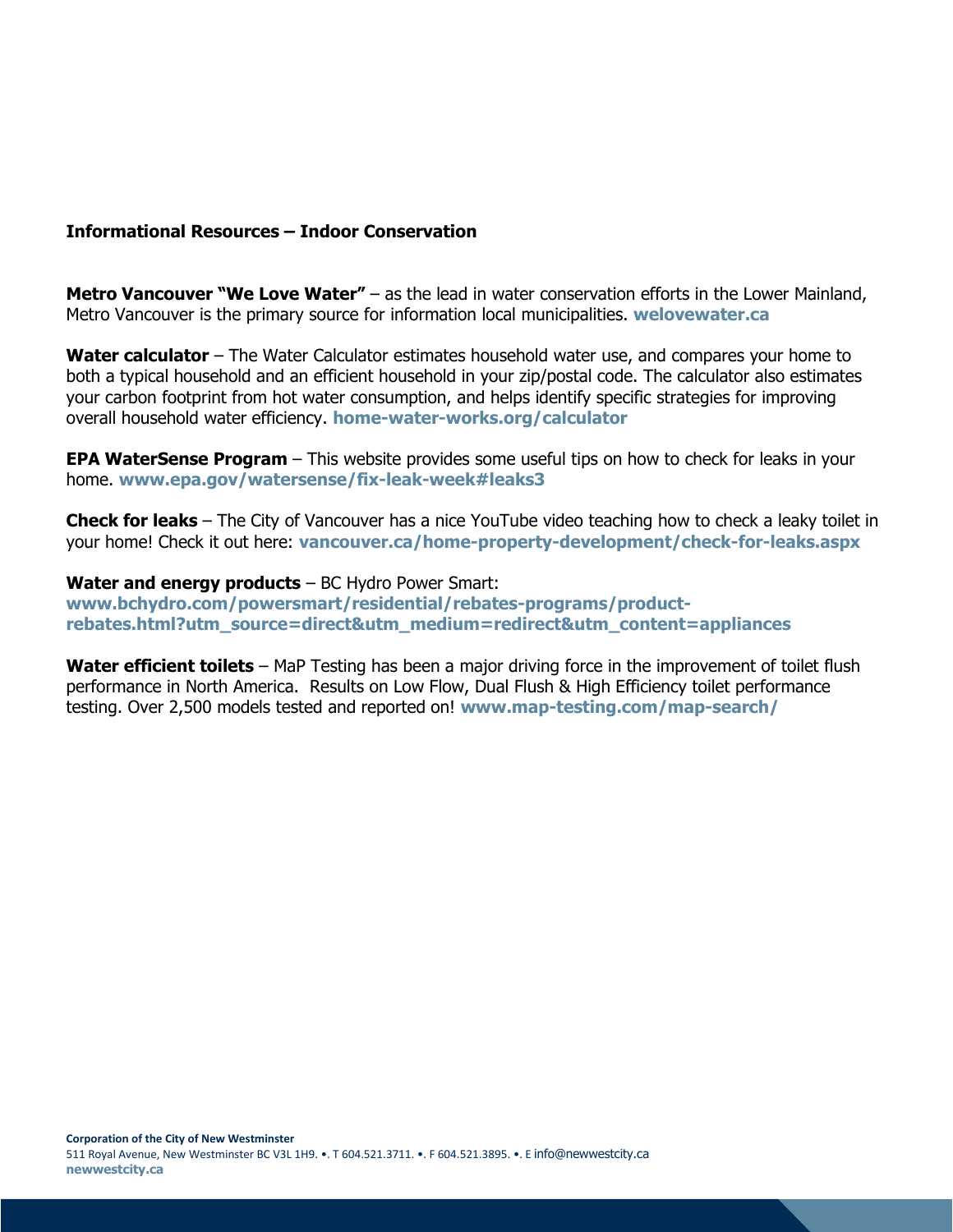**Informational Resources – Indoor Conservation**

**Metro Vancouver "We Love Water"** – as the lead in water conservation efforts in the Lower Mainland, Metro Vancouver is the primary source for information local municipalities. **welovewater.ca**

**Water calculator** – The Water Calculator estimates household water use, and compares your home to both a typical household and an efficient household in your zip/postal code. The calculator also estimates your carbon footprint from hot water consumption, and helps identify specific strategies for improving overall household water efficiency. **home-water-works.org/calculator**

**EPA WaterSense Program** – This website provides some useful tips on how to check for leaks in your home. **www.epa.gov/watersense/fix-leak-week#leaks3**

**Check for leaks** – The City of Vancouver has a nice YouTube video teaching how to check a leaky toilet in your home! Check it out here: **vancouver.ca/home-property-development/check-for-leaks.aspx**

**Water and energy products** – BC Hydro Power Smart: **www.bchydro.com/powersmart/residential/rebates-programs/product-rebates.html?utm_source=direct&utm_medium=redirect&utm_content=appliances**

**Water efficient toilets** – MaP Testing has been a major driving force in the improvement of toilet flush performance in North America. Results on Low Flow, Dual Flush & High Efficiency toilet performance testing. Over 2,500 models tested and reported on! **www.map-testing.com/map-search/**

**Corporation of the City of New Westminster**
511 Royal Avenue, New Westminster BC V3L 1H9. •. T 604.521.3711. •. F 604.521.3895. •. E info@newwestcity.ca
**newwestcity.ca**